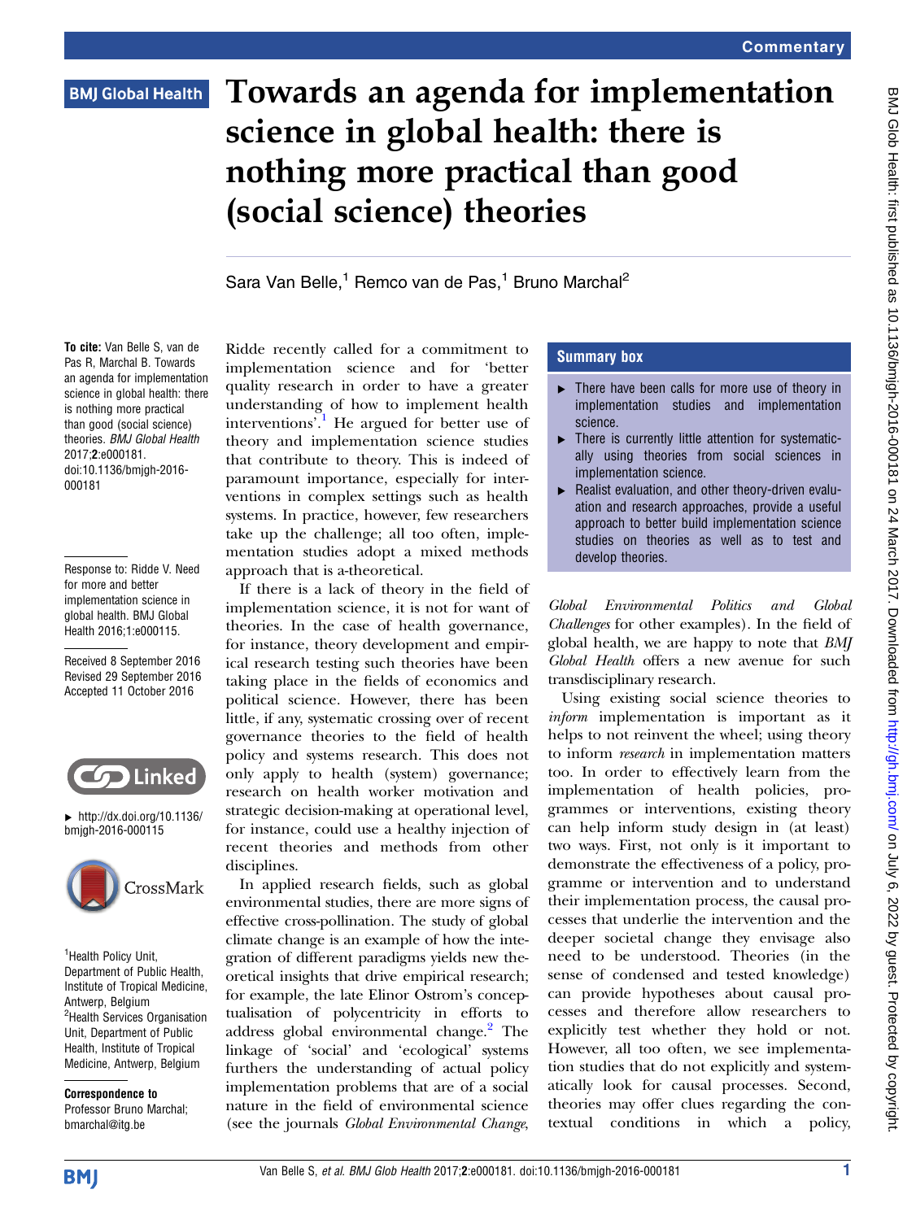Commentary

# Towards an agenda for implementation science in global health: there is nothing more practical than good (social science) theories

Sara Van Belle,[1] Remco van de Pas,[1] Bruno Marchal[2]

**To cite:** Van Belle S, van de Pas R, Marchal B. Towards an agenda for implementation science in global health: there is nothing more practical than good (social science) theories. *BMJ Global Health* 2017;**2**:e000181. doi:10.1136/bmjgh-2016-000181

Response to: Ridde V. Need for more and better implementation science in global health. BMJ Global Health 2016;1:e000115.

Received 8 September 2016
Revised 29 September 2016
Accepted 11 October 2016

► http://dx.doi.org/10.1136/bmjgh-2016-000115

[1]Health Policy Unit, Department of Public Health, Institute of Tropical Medicine, Antwerp, Belgium
[2]Health Services Organisation Unit, Department of Public Health, Institute of Tropical Medicine, Antwerp, Belgium

**Correspondence to**
Professor Bruno Marchal; bmarchal@itg.be

## Summary box

- There have been calls for more use of theory in implementation studies and implementation science.
- There is currently little attention for systematically using theories from social sciences in implementation science.
- Realist evaluation, and other theory-driven evaluation and research approaches, provide a useful approach to better build implementation science studies on theories as well as to test and develop theories.

Ridde recently called for a commitment to implementation science and for 'better quality research in order to have a greater understanding of how to implement health interventions'.[1] He argued for better use of theory and implementation science studies that contribute to theory. This is indeed of paramount importance, especially for interventions in complex settings such as health systems. In practice, however, few researchers take up the challenge; all too often, implementation studies adopt a mixed methods approach that is a-theoretical.

If there is a lack of theory in the field of implementation science, it is not for want of theories. In the case of health governance, for instance, theory development and empirical research testing such theories have been taking place in the fields of economics and political science. However, there has been little, if any, systematic crossing over of recent governance theories to the field of health policy and systems research. This does not only apply to health (system) governance; research on health worker motivation and strategic decision-making at operational level, for instance, could use a healthy injection of recent theories and methods from other disciplines.

In applied research fields, such as global environmental studies, there are more signs of effective cross-pollination. The study of global climate change is an example of how the integration of different paradigms yields new theoretical insights that drive empirical research; for example, the late Elinor Ostrom's conceptualisation of polycentricity in efforts to address global environmental change.[2] The linkage of 'social' and 'ecological' systems furthers the understanding of actual policy implementation problems that are of a social nature in the field of environmental science (see the journals *Global Environmental Change*, *Global Environmental Politics* and *Global Challenges* for other examples). In the field of global health, we are happy to note that *BMJ Global Health* offers a new avenue for such transdisciplinary research.

Using existing social science theories to *inform* implementation is important as it helps to not reinvent the wheel; using theory to inform *research* in implementation matters too. In order to effectively learn from the implementation of health policies, programmes or interventions, existing theory can help inform study design in (at least) two ways. First, not only is it important to demonstrate the effectiveness of a policy, programme or intervention and to understand their implementation process, the causal processes that underlie the intervention and the deeper societal change they envisage also need to be understood. Theories (in the sense of condensed and tested knowledge) can provide hypotheses about causal processes and therefore allow researchers to explicitly test whether they hold or not. However, all too often, we see implementation studies that do not explicitly and systematically look for causal processes. Second, theories may offer clues regarding the contextual conditions in which a policy,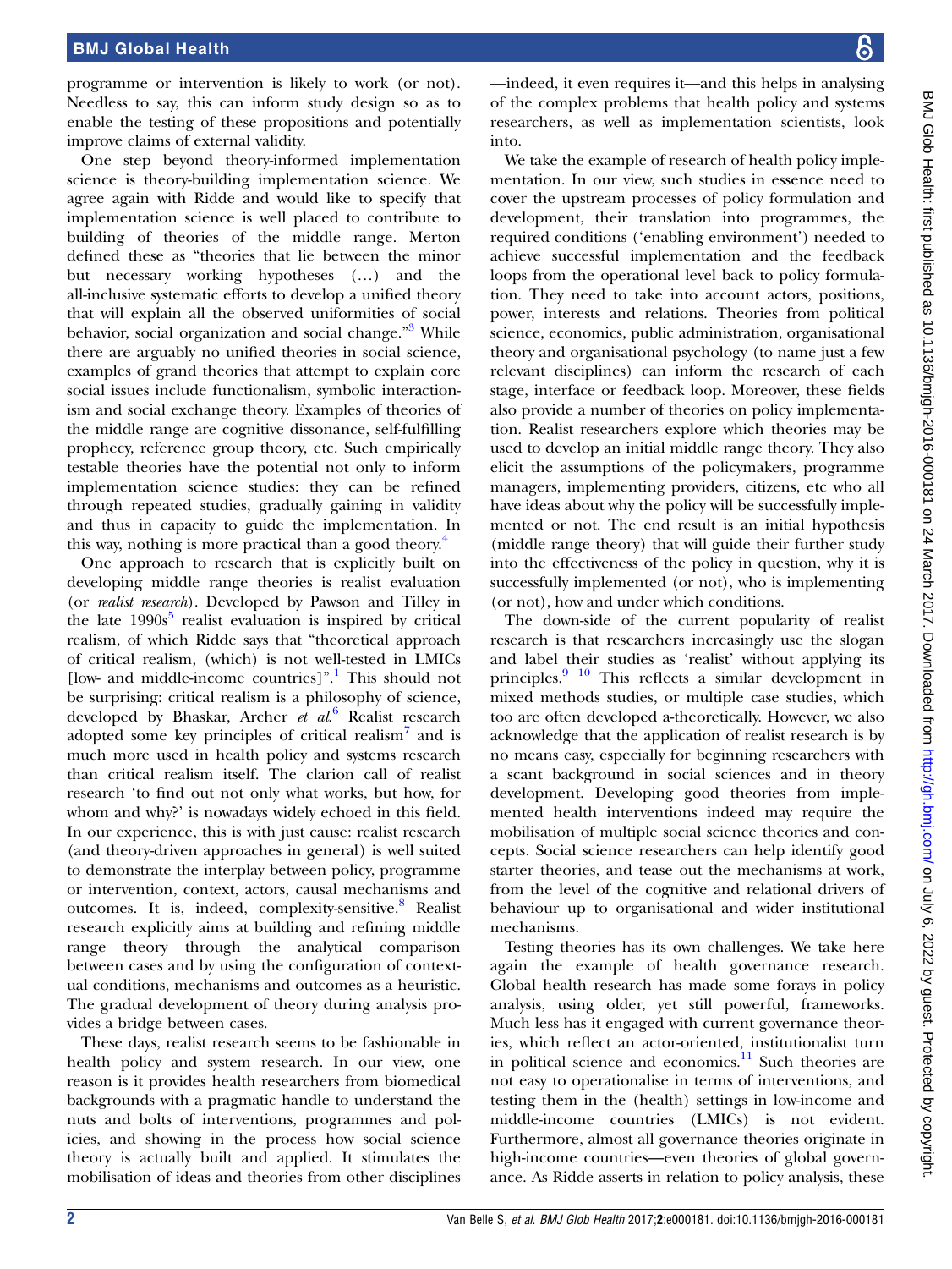programme or intervention is likely to work (or not). Needless to say, this can inform study design so as to enable the testing of these propositions and potentially improve claims of external validity.

One step beyond theory-informed implementation science is theory-building implementation science. We agree again with Ridde and would like to specify that implementation science is well placed to contribute to building of theories of the middle range. Merton defined these as "theories that lie between the minor but necessary working hypotheses (…) and the all-inclusive systematic efforts to develop a unified theory that will explain all the observed uniformities of social behavior, social organization and social change."[3] While there are arguably no unified theories in social science, examples of grand theories that attempt to explain core social issues include functionalism, symbolic interactionism and social exchange theory. Examples of theories of the middle range are cognitive dissonance, self-fulfilling prophecy, reference group theory, etc. Such empirically testable theories have the potential not only to inform implementation science studies: they can be refined through repeated studies, gradually gaining in validity and thus in capacity to guide the implementation. In this way, nothing is more practical than a good theory.[4]

One approach to research that is explicitly built on developing middle range theories is realist evaluation (or *realist research*). Developed by Pawson and Tilley in the late 1990s[5] realist evaluation is inspired by critical realism, of which Ridde says that "theoretical approach of critical realism, (which) is not well-tested in LMICs [low- and middle-income countries]".[1] This should not be surprising: critical realism is a philosophy of science, developed by Bhaskar, Archer *et al*.[6] Realist research adopted some key principles of critical realism[7] and is much more used in health policy and systems research than critical realism itself. The clarion call of realist research 'to find out not only what works, but how, for whom and why?' is nowadays widely echoed in this field. In our experience, this is with just cause: realist research (and theory-driven approaches in general) is well suited to demonstrate the interplay between policy, programme or intervention, context, actors, causal mechanisms and outcomes. It is, indeed, complexity-sensitive.[8] Realist research explicitly aims at building and refining middle range theory through the analytical comparison between cases and by using the configuration of contextual conditions, mechanisms and outcomes as a heuristic. The gradual development of theory during analysis provides a bridge between cases.

These days, realist research seems to be fashionable in health policy and system research. In our view, one reason is it provides health researchers from biomedical backgrounds with a pragmatic handle to understand the nuts and bolts of interventions, programmes and policies, and showing in the process how social science theory is actually built and applied. It stimulates the mobilisation of ideas and theories from other disciplines —indeed, it even requires it—and this helps in analysing of the complex problems that health policy and systems researchers, as well as implementation scientists, look into.

We take the example of research of health policy implementation. In our view, such studies in essence need to cover the upstream processes of policy formulation and development, their translation into programmes, the required conditions ('enabling environment') needed to achieve successful implementation and the feedback loops from the operational level back to policy formulation. They need to take into account actors, positions, power, interests and relations. Theories from political science, economics, public administration, organisational theory and organisational psychology (to name just a few relevant disciplines) can inform the research of each stage, interface or feedback loop. Moreover, these fields also provide a number of theories on policy implementation. Realist researchers explore which theories may be used to develop an initial middle range theory. They also elicit the assumptions of the policymakers, programme managers, implementing providers, citizens, etc who all have ideas about why the policy will be successfully implemented or not. The end result is an initial hypothesis (middle range theory) that will guide their further study into the effectiveness of the policy in question, why it is successfully implemented (or not), who is implementing (or not), how and under which conditions.

The down-side of the current popularity of realist research is that researchers increasingly use the slogan and label their studies as 'realist' without applying its principles.[9,10] This reflects a similar development in mixed methods studies, or multiple case studies, which too are often developed a-theoretically. However, we also acknowledge that the application of realist research is by no means easy, especially for beginning researchers with a scant background in social sciences and in theory development. Developing good theories from implemented health interventions indeed may require the mobilisation of multiple social science theories and concepts. Social science researchers can help identify good starter theories, and tease out the mechanisms at work, from the level of the cognitive and relational drivers of behaviour up to organisational and wider institutional mechanisms.

Testing theories has its own challenges. We take here again the example of health governance research. Global health research has made some forays in policy analysis, using older, yet still powerful, frameworks. Much less has it engaged with current governance theories, which reflect an actor-oriented, institutionalist turn in political science and economics.[11] Such theories are not easy to operationalise in terms of interventions, and testing them in the (health) settings in low-income and middle-income countries (LMICs) is not evident. Furthermore, almost all governance theories originate in high-income countries—even theories of global governance. As Ridde asserts in relation to policy analysis, these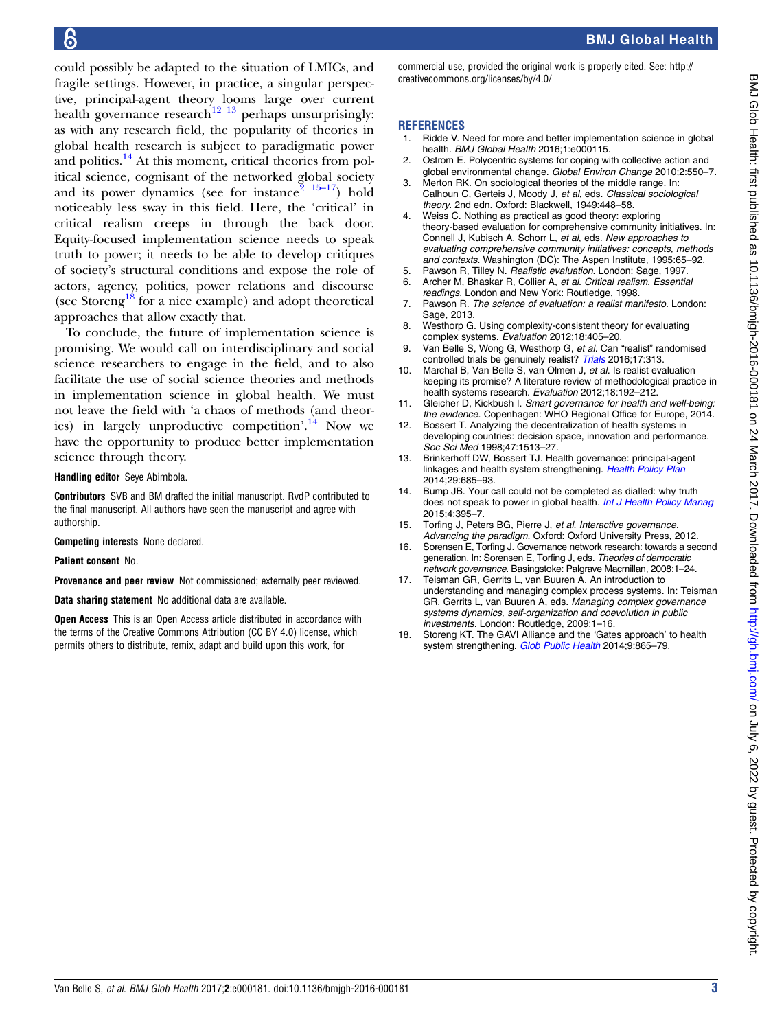could possibly be adapted to the situation of LMICs, and fragile settings. However, in practice, a singular perspective, principal-agent theory looms large over current health governance research[12 13] perhaps unsurprisingly: as with any research field, the popularity of theories in global health research is subject to paradigmatic power and politics.[14] At this moment, critical theories from political science, cognisant of the networked global society and its power dynamics (see for instance[2 15–17]) hold noticeably less sway in this field. Here, the 'critical' in critical realism creeps in through the back door. Equity-focused implementation science needs to speak truth to power; it needs to be able to develop critiques of society's structural conditions and expose the role of actors, agency, politics, power relations and discourse (see Storeng[18] for a nice example) and adopt theoretical approaches that allow exactly that.

To conclude, the future of implementation science is promising. We would call on interdisciplinary and social science researchers to engage in the field, and to also facilitate the use of social science theories and methods in implementation science in global health. We must not leave the field with 'a chaos of methods (and theories) in largely unproductive competition'.[14] Now we have the opportunity to produce better implementation science through theory.

**Handling editor** Seye Abimbola.

**Contributors** SVB and BM drafted the initial manuscript. RvdP contributed to the final manuscript. All authors have seen the manuscript and agree with authorship.

**Competing interests** None declared.

**Patient consent** No.

**Provenance and peer review** Not commissioned; externally peer reviewed.

**Data sharing statement** No additional data are available.

**Open Access** This is an Open Access article distributed in accordance with the terms of the Creative Commons Attribution (CC BY 4.0) license, which permits others to distribute, remix, adapt and build upon this work, for commercial use, provided the original work is properly cited. See: http://creativecommons.org/licenses/by/4.0/

## REFERENCES

1. Ridde V. Need for more and better implementation science in global health. *BMJ Global Health* 2016;1:e000115.
2. Ostrom E. Polycentric systems for coping with collective action and global environmental change. *Global Environ Change* 2010;2:550–7.
3. Merton RK. On sociological theories of the middle range. In: Calhoun C, Gerteis J, Moody J, *et al*, eds. *Classical sociological theory*. 2nd edn. Oxford: Blackwell, 1949:448–58.
4. Weiss C. Nothing as practical as good theory: exploring theory-based evaluation for comprehensive community initiatives. In: Connell J, Kubisch A, Schorr L, *et al*, eds. *New approaches to evaluating comprehensive community initiatives: concepts, methods and contexts*. Washington (DC): The Aspen Institute, 1995:65–92.
5. Pawson R, Tilley N. *Realistic evaluation*. London: Sage, 1997.
6. Archer M, Bhaskar R, Collier A, *et al*. *Critical realism. Essential readings*. London and New York: Routledge, 1998.
7. Pawson R. *The science of evaluation: a realist manifesto*. London: Sage, 2013.
8. Westhorp G. Using complexity-consistent theory for evaluating complex systems. *Evaluation* 2012;18:405–20.
9. Van Belle S, Wong G, Westhorp G, *et al*. Can "realist" randomised controlled trials be genuinely realist? *Trials* 2016;17:313.
10. Marchal B, Van Belle S, van Olmen J, *et al*. Is realist evaluation keeping its promise? A literature review of methodological practice in health systems research. *Evaluation* 2012;18:192–212.
11. Gleicher D, Kickbush I. *Smart governance for health and well-being: the evidence*. Copenhagen: WHO Regional Office for Europe, 2014.
12. Bossert T. Analyzing the decentralization of health systems in developing countries: decision space, innovation and performance. *Soc Sci Med* 1998;47:1513–27.
13. Brinkerhoff DW, Bossert TJ. Health governance: principal-agent linkages and health system strengthening. *Health Policy Plan* 2014;29:685–93.
14. Bump JB. Your call could not be completed as dialled: why truth does not speak to power in global health. *Int J Health Policy Manag* 2015;4:395–7.
15. Torfing J, Peters BG, Pierre J, *et al*. *Interactive governance. Advancing the paradigm*. Oxford: Oxford University Press, 2012.
16. Sorensen E, Torfing J. Governance network research: towards a second generation. In: Sorensen E, Torfing J, eds. *Theories of democratic network governance*. Basingstoke: Palgrave Macmillan, 2008:1–24.
17. Teisman GR, Gerrits L, van Buuren A. An introduction to understanding and managing complex process systems. In: Teisman GR, Gerrits L, van Buuren A, eds. *Managing complex governance systems dynamics, self-organization and coevolution in public investments*. London: Routledge, 2009:1–16.
18. Storeng KT. The GAVI Alliance and the 'Gates approach' to health system strengthening. *Glob Public Health* 2014;9:865–79.